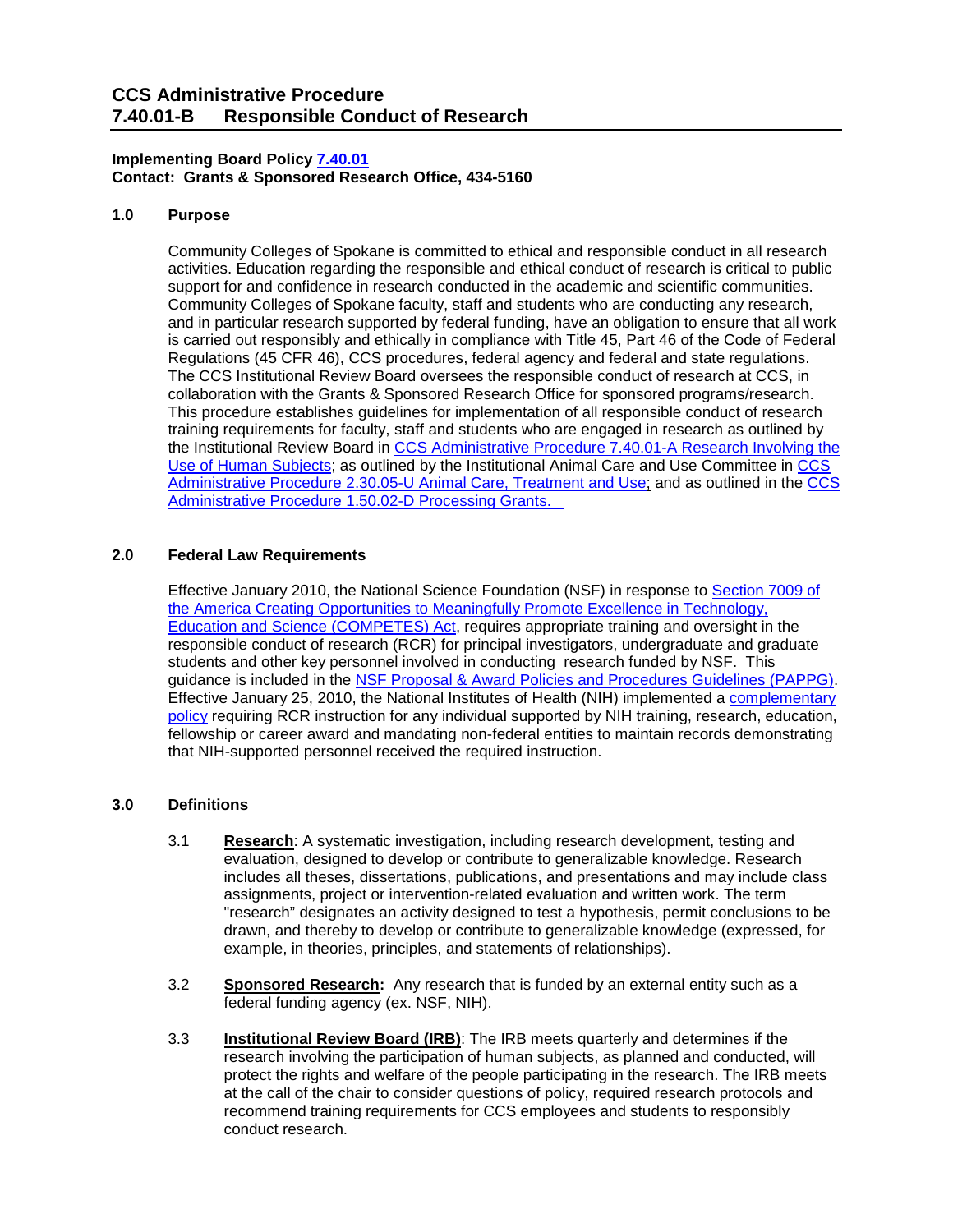# CCS Administrative Procedure
# 7.40.01-B Responsible Conduct of Research

**Implementing Board Policy [7.40.01](#)**
**Contact: Grants & Sponsored Research Office, 434-5160**

## 1.0 Purpose

Community Colleges of Spokane is committed to ethical and responsible conduct in all research activities. Education regarding the responsible and ethical conduct of research is critical to public support for and confidence in research conducted in the academic and scientific communities. Community Colleges of Spokane faculty, staff and students who are conducting any research, and in particular research supported by federal funding, have an obligation to ensure that all work is carried out responsibly and ethically in compliance with Title 45, Part 46 of the Code of Federal Regulations (45 CFR 46), CCS procedures, federal agency and federal and state regulations. The CCS Institutional Review Board oversees the responsible conduct of research at CCS, in collaboration with the Grants & Sponsored Research Office for sponsored programs/research. This procedure establishes guidelines for implementation of all responsible conduct of research training requirements for faculty, staff and students who are engaged in research as outlined by the Institutional Review Board in [CCS Administrative Procedure 7.40.01-A Research Involving the Use of Human Subjects](#); as outlined by the Institutional Animal Care and Use Committee in [CCS Administrative Procedure 2.30.05-U Animal Care, Treatment and Use](#); and as outlined in the [CCS Administrative Procedure 1.50.02-D Processing Grants.](#)

## 2.0 Federal Law Requirements

Effective January 2010, the National Science Foundation (NSF) in response to [Section 7009 of the America Creating Opportunities to Meaningfully Promote Excellence in Technology, Education and Science (COMPETES) Act](#), requires appropriate training and oversight in the responsible conduct of research (RCR) for principal investigators, undergraduate and graduate students and other key personnel involved in conducting research funded by NSF. This guidance is included in the [NSF Proposal & Award Policies and Procedures Guidelines (PAPPG)](#). Effective January 25, 2010, the National Institutes of Health (NIH) implemented a [complementary policy](#) requiring RCR instruction for any individual supported by NIH training, research, education, fellowship or career award and mandating non-federal entities to maintain records demonstrating that NIH-supported personnel received the required instruction.

## 3.0 Definitions

3.1 **Research**: A systematic investigation, including research development, testing and evaluation, designed to develop or contribute to generalizable knowledge. Research includes all theses, dissertations, publications, and presentations and may include class assignments, project or intervention-related evaluation and written work. The term "research" designates an activity designed to test a hypothesis, permit conclusions to be drawn, and thereby to develop or contribute to generalizable knowledge (expressed, for example, in theories, principles, and statements of relationships).

3.2 **Sponsored Research:** Any research that is funded by an external entity such as a federal funding agency (ex. NSF, NIH).

3.3 **Institutional Review Board (IRB)**: The IRB meets quarterly and determines if the research involving the participation of human subjects, as planned and conducted, will protect the rights and welfare of the people participating in the research. The IRB meets at the call of the chair to consider questions of policy, required research protocols and recommend training requirements for CCS employees and students to responsibly conduct research.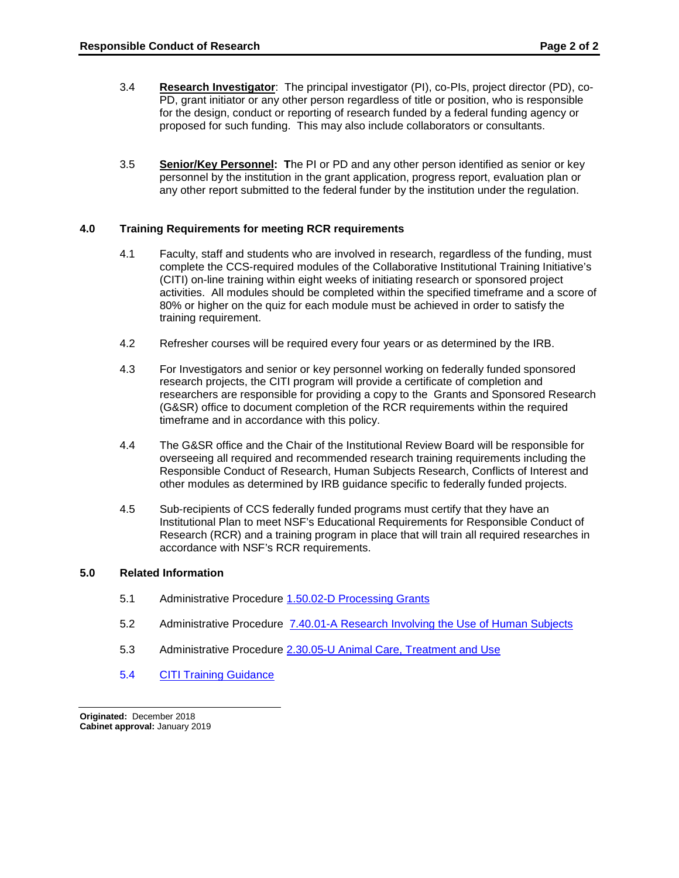3.4 **Research Investigator**: The principal investigator (PI), co-PIs, project director (PD), co-PD, grant initiator or any other person regardless of title or position, who is responsible for the design, conduct or reporting of research funded by a federal funding agency or proposed for such funding. This may also include collaborators or consultants.

3.5 **Senior/Key Personnel: T**he PI or PD and any other person identified as senior or key personnel by the institution in the grant application, progress report, evaluation plan or any other report submitted to the federal funder by the institution under the regulation.

## 4.0 Training Requirements for meeting RCR requirements

4.1 Faculty, staff and students who are involved in research, regardless of the funding, must complete the CCS-required modules of the Collaborative Institutional Training Initiative's (CITI) on-line training within eight weeks of initiating research or sponsored project activities. All modules should be completed within the specified timeframe and a score of 80% or higher on the quiz for each module must be achieved in order to satisfy the training requirement.

4.2 Refresher courses will be required every four years or as determined by the IRB.

4.3 For Investigators and senior or key personnel working on federally funded sponsored research projects, the CITI program will provide a certificate of completion and researchers are responsible for providing a copy to the Grants and Sponsored Research (G&SR) office to document completion of the RCR requirements within the required timeframe and in accordance with this policy.

4.4 The G&SR office and the Chair of the Institutional Review Board will be responsible for overseeing all required and recommended research training requirements including the Responsible Conduct of Research, Human Subjects Research, Conflicts of Interest and other modules as determined by IRB guidance specific to federally funded projects.

4.5 Sub-recipients of CCS federally funded programs must certify that they have an Institutional Plan to meet NSF's Educational Requirements for Responsible Conduct of Research (RCR) and a training program in place that will train all required researches in accordance with NSF's RCR requirements.

## 5.0 Related Information

5.1 Administrative Procedure 1.50.02-D Processing Grants

5.2 Administrative Procedure 7.40.01-A Research Involving the Use of Human Subjects

5.3 Administrative Procedure 2.30.05-U Animal Care, Treatment and Use

5.4 CITI Training Guidance

**Originated:** December 2018
**Cabinet approval:** January 2019